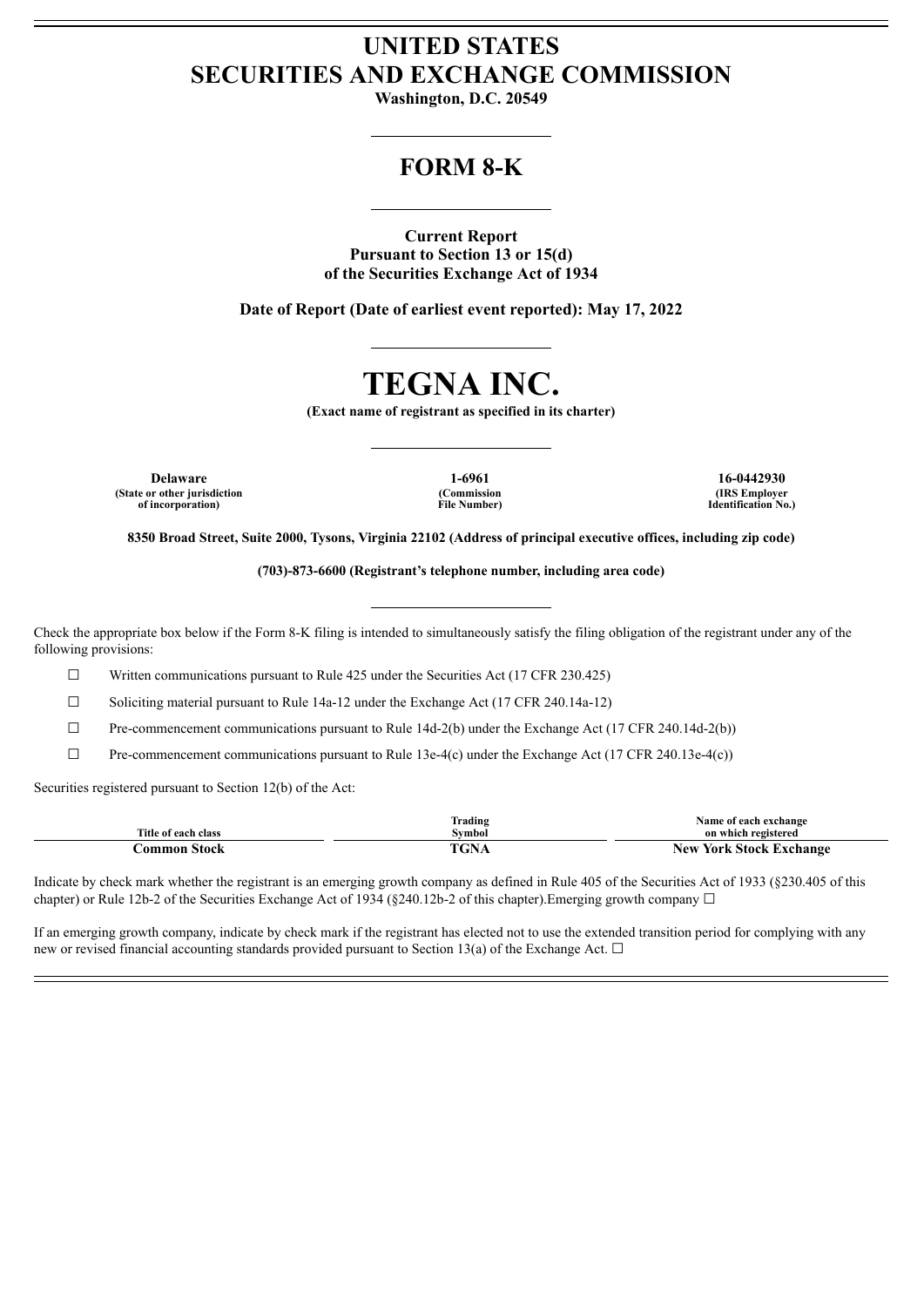# UNITED STATES
# SECURITIES AND EXCHANGE COMMISSION

**Washington, D.C. 20549**

## FORM 8-K

**Current Report**
**Pursuant to Section 13 or 15(d)**
**of the Securities Exchange Act of 1934**

**Date of Report (Date of earliest event reported): May 17, 2022**

# TEGNA INC.

**(Exact name of registrant as specified in its charter)**

| Delaware | 1-6961 | 16-0442930 |
|---|---|---|
| (State or other jurisdiction of incorporation) | (Commission File Number) | (IRS Employer Identification No.) |

**8350 Broad Street, Suite 2000, Tysons, Virginia 22102 (Address of principal executive offices, including zip code)**

**(703)-873-6600 (Registrant's telephone number, including area code)**

Check the appropriate box below if the Form 8-K filing is intended to simultaneously satisfy the filing obligation of the registrant under any of the following provisions:

☐ Written communications pursuant to Rule 425 under the Securities Act (17 CFR 230.425)

☐ Soliciting material pursuant to Rule 14a-12 under the Exchange Act (17 CFR 240.14a-12)

☐ Pre-commencement communications pursuant to Rule 14d-2(b) under the Exchange Act (17 CFR 240.14d-2(b))

☐ Pre-commencement communications pursuant to Rule 13e-4(c) under the Exchange Act (17 CFR 240.13e-4(c))

Securities registered pursuant to Section 12(b) of the Act:

| Title of each class | Trading Symbol | Name of each exchange on which registered |
|---|---|---|
| **Common Stock** | **TGNA** | **New York Stock Exchange** |

Indicate by check mark whether the registrant is an emerging growth company as defined in Rule 405 of the Securities Act of 1933 (§230.405 of this chapter) or Rule 12b-2 of the Securities Exchange Act of 1934 (§240.12b-2 of this chapter).Emerging growth company ☐

If an emerging growth company, indicate by check mark if the registrant has elected not to use the extended transition period for complying with any new or revised financial accounting standards provided pursuant to Section 13(a) of the Exchange Act. ☐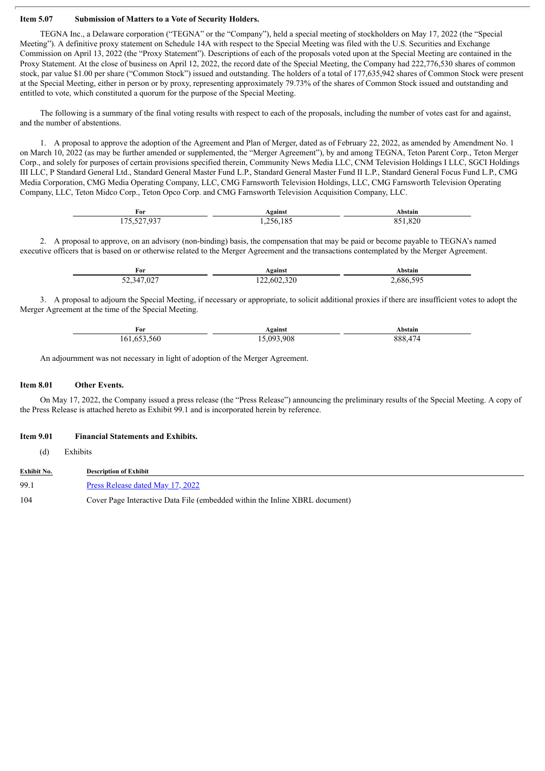**Item 5.07 Submission of Matters to a Vote of Security Holders.**

TEGNA Inc., a Delaware corporation ("TEGNA" or the "Company"), held a special meeting of stockholders on May 17, 2022 (the "Special Meeting"). A definitive proxy statement on Schedule 14A with respect to the Special Meeting was filed with the U.S. Securities and Exchange Commission on April 13, 2022 (the "Proxy Statement"). Descriptions of each of the proposals voted upon at the Special Meeting are contained in the Proxy Statement. At the close of business on April 12, 2022, the record date of the Special Meeting, the Company had 222,776,530 shares of common stock, par value $1.00 per share ("Common Stock") issued and outstanding. The holders of a total of 177,635,942 shares of Common Stock were present at the Special Meeting, either in person or by proxy, representing approximately 79.73% of the shares of Common Stock issued and outstanding and entitled to vote, which constituted a quorum for the purpose of the Special Meeting.

The following is a summary of the final voting results with respect to each of the proposals, including the number of votes cast for and against, and the number of abstentions.

1. A proposal to approve the adoption of the Agreement and Plan of Merger, dated as of February 22, 2022, as amended by Amendment No. 1 on March 10, 2022 (as may be further amended or supplemented, the "Merger Agreement"), by and among TEGNA, Teton Parent Corp., Teton Merger Corp., and solely for purposes of certain provisions specified therein, Community News Media LLC, CNM Television Holdings I LLC, SGCI Holdings III LLC, P Standard General Ltd., Standard General Master Fund L.P., Standard General Master Fund II L.P., Standard General Focus Fund L.P., CMG Media Corporation, CMG Media Operating Company, LLC, CMG Farnsworth Television Holdings, LLC, CMG Farnsworth Television Operating Company, LLC, Teton Midco Corp., Teton Opco Corp. and CMG Farnsworth Television Acquisition Company, LLC.

| For | Against | Abstain |
| --- | --- | --- |
| 175,527,937 | 1,256,185 | 851,820 |

2. A proposal to approve, on an advisory (non-binding) basis, the compensation that may be paid or become payable to TEGNA's named executive officers that is based on or otherwise related to the Merger Agreement and the transactions contemplated by the Merger Agreement.

| For | Against | Abstain |
| --- | --- | --- |
| 52,347,027 | 122,602,320 | 2,686,595 |

3. A proposal to adjourn the Special Meeting, if necessary or appropriate, to solicit additional proxies if there are insufficient votes to adopt the Merger Agreement at the time of the Special Meeting.

| For | Against | Abstain |
| --- | --- | --- |
| 161,653,560 | 15,093,908 | 888,474 |

An adjournment was not necessary in light of adoption of the Merger Agreement.

**Item 8.01 Other Events.**

On May 17, 2022, the Company issued a press release (the "Press Release") announcing the preliminary results of the Special Meeting. A copy of the Press Release is attached hereto as Exhibit 99.1 and is incorporated herein by reference.

**Item 9.01 Financial Statements and Exhibits.**

(d) Exhibits

| Exhibit No. | Description of Exhibit |
| --- | --- |
| 99.1 | Press Release dated May 17, 2022 |
| 104 | Cover Page Interactive Data File (embedded within the Inline XBRL document) |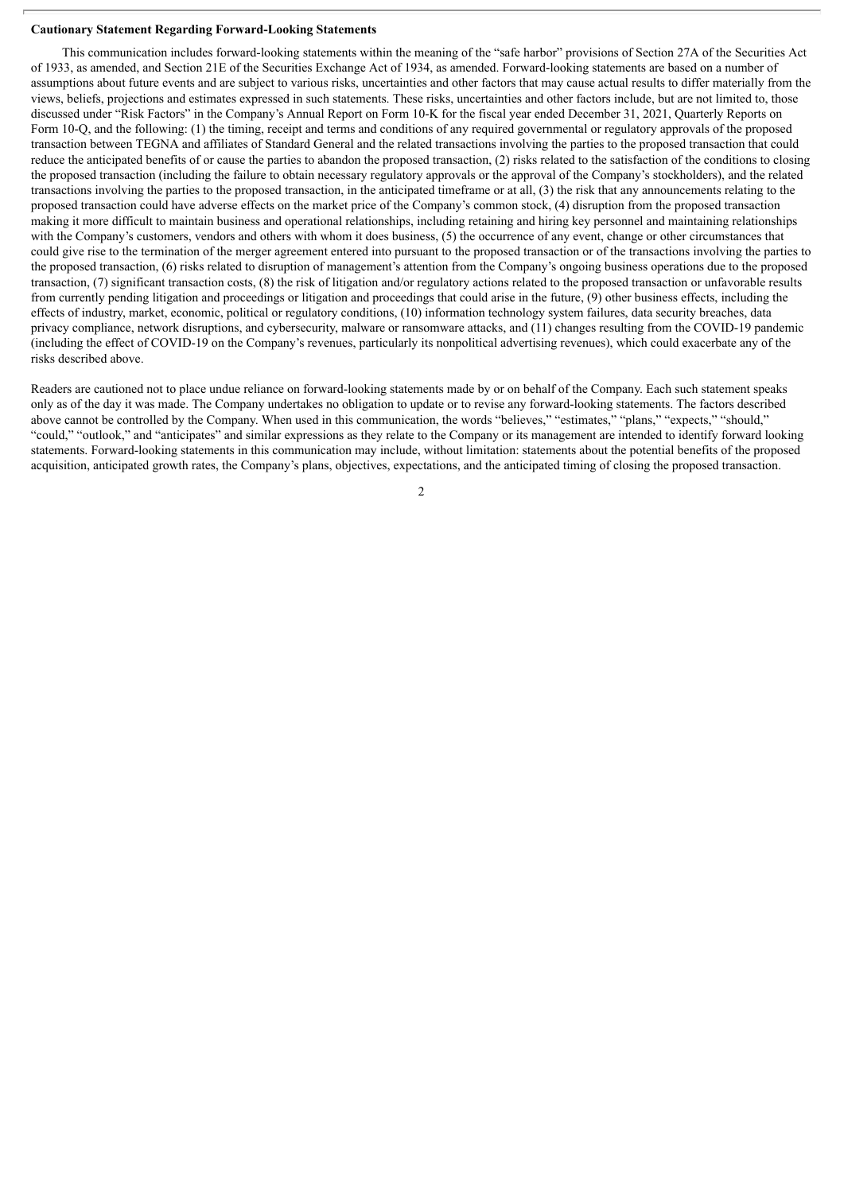**Cautionary Statement Regarding Forward-Looking Statements**

This communication includes forward-looking statements within the meaning of the "safe harbor" provisions of Section 27A of the Securities Act of 1933, as amended, and Section 21E of the Securities Exchange Act of 1934, as amended. Forward-looking statements are based on a number of assumptions about future events and are subject to various risks, uncertainties and other factors that may cause actual results to differ materially from the views, beliefs, projections and estimates expressed in such statements. These risks, uncertainties and other factors include, but are not limited to, those discussed under "Risk Factors" in the Company's Annual Report on Form 10-K for the fiscal year ended December 31, 2021, Quarterly Reports on Form 10-Q, and the following: (1) the timing, receipt and terms and conditions of any required governmental or regulatory approvals of the proposed transaction between TEGNA and affiliates of Standard General and the related transactions involving the parties to the proposed transaction that could reduce the anticipated benefits of or cause the parties to abandon the proposed transaction, (2) risks related to the satisfaction of the conditions to closing the proposed transaction (including the failure to obtain necessary regulatory approvals or the approval of the Company's stockholders), and the related transactions involving the parties to the proposed transaction, in the anticipated timeframe or at all, (3) the risk that any announcements relating to the proposed transaction could have adverse effects on the market price of the Company's common stock, (4) disruption from the proposed transaction making it more difficult to maintain business and operational relationships, including retaining and hiring key personnel and maintaining relationships with the Company's customers, vendors and others with whom it does business, (5) the occurrence of any event, change or other circumstances that could give rise to the termination of the merger agreement entered into pursuant to the proposed transaction or of the transactions involving the parties to the proposed transaction, (6) risks related to disruption of management's attention from the Company's ongoing business operations due to the proposed transaction, (7) significant transaction costs, (8) the risk of litigation and/or regulatory actions related to the proposed transaction or unfavorable results from currently pending litigation and proceedings or litigation and proceedings that could arise in the future, (9) other business effects, including the effects of industry, market, economic, political or regulatory conditions, (10) information technology system failures, data security breaches, data privacy compliance, network disruptions, and cybersecurity, malware or ransomware attacks, and (11) changes resulting from the COVID-19 pandemic (including the effect of COVID-19 on the Company's revenues, particularly its nonpolitical advertising revenues), which could exacerbate any of the risks described above.

Readers are cautioned not to place undue reliance on forward-looking statements made by or on behalf of the Company. Each such statement speaks only as of the day it was made. The Company undertakes no obligation to update or to revise any forward-looking statements. The factors described above cannot be controlled by the Company. When used in this communication, the words "believes," "estimates," "plans," "expects," "should," "could," "outlook," and "anticipates" and similar expressions as they relate to the Company or its management are intended to identify forward looking statements. Forward-looking statements in this communication may include, without limitation: statements about the potential benefits of the proposed acquisition, anticipated growth rates, the Company's plans, objectives, expectations, and the anticipated timing of closing the proposed transaction.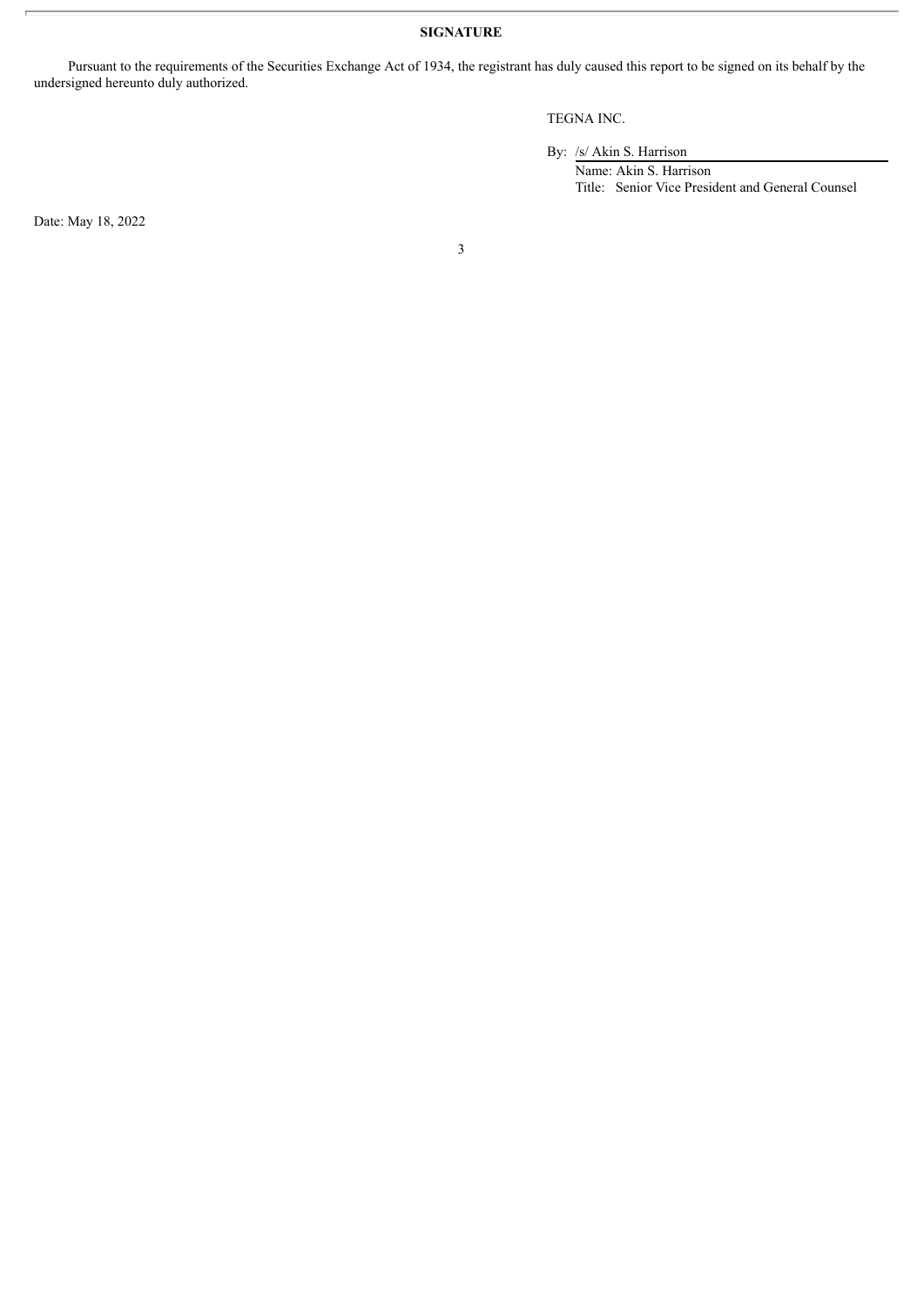**SIGNATURE**

Pursuant to the requirements of the Securities Exchange Act of 1934, the registrant has duly caused this report to be signed on its behalf by the undersigned hereunto duly authorized.

TEGNA INC.

By: /s/ Akin S. Harrison

Name: Akin S. Harrison

Title: Senior Vice President and General Counsel

Date: May 18, 2022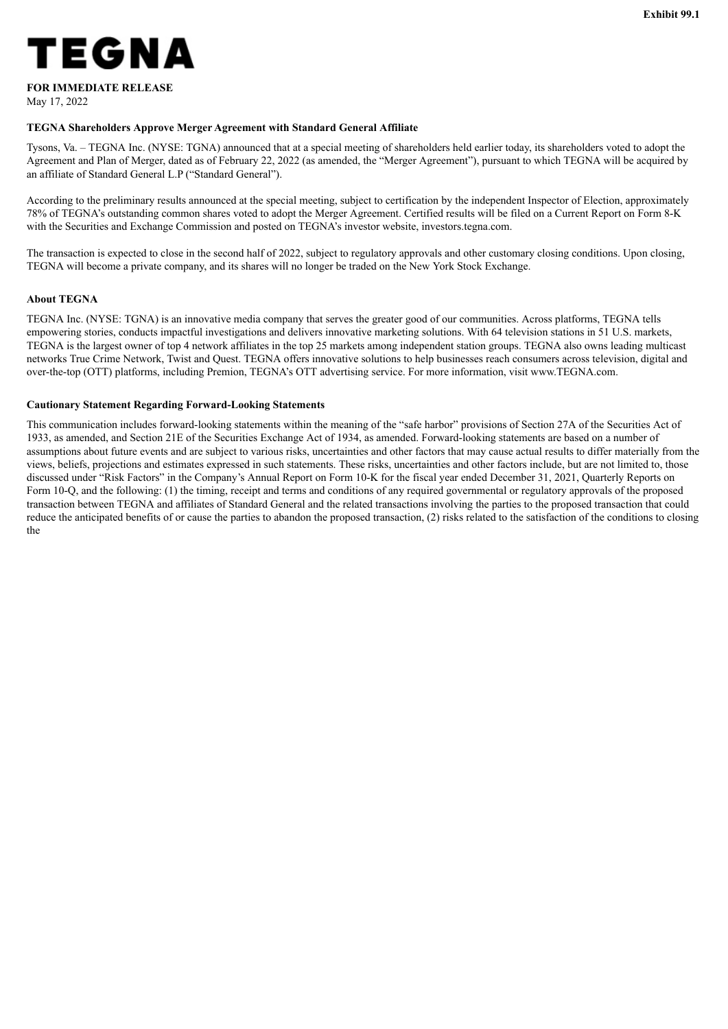Exhibit 99.1

# TEGNA

**FOR IMMEDIATE RELEASE**
May 17, 2022

**TEGNA Shareholders Approve Merger Agreement with Standard General Affiliate**

Tysons, Va. – TEGNA Inc. (NYSE: TGNA) announced that at a special meeting of shareholders held earlier today, its shareholders voted to adopt the Agreement and Plan of Merger, dated as of February 22, 2022 (as amended, the "Merger Agreement"), pursuant to which TEGNA will be acquired by an affiliate of Standard General L.P ("Standard General").

According to the preliminary results announced at the special meeting, subject to certification by the independent Inspector of Election, approximately 78% of TEGNA's outstanding common shares voted to adopt the Merger Agreement. Certified results will be filed on a Current Report on Form 8-K with the Securities and Exchange Commission and posted on TEGNA's investor website, investors.tegna.com.

The transaction is expected to close in the second half of 2022, subject to regulatory approvals and other customary closing conditions. Upon closing, TEGNA will become a private company, and its shares will no longer be traded on the New York Stock Exchange.

**About TEGNA**

TEGNA Inc. (NYSE: TGNA) is an innovative media company that serves the greater good of our communities. Across platforms, TEGNA tells empowering stories, conducts impactful investigations and delivers innovative marketing solutions. With 64 television stations in 51 U.S. markets, TEGNA is the largest owner of top 4 network affiliates in the top 25 markets among independent station groups. TEGNA also owns leading multicast networks True Crime Network, Twist and Quest. TEGNA offers innovative solutions to help businesses reach consumers across television, digital and over-the-top (OTT) platforms, including Premion, TEGNA's OTT advertising service. For more information, visit www.TEGNA.com.

**Cautionary Statement Regarding Forward-Looking Statements**

This communication includes forward-looking statements within the meaning of the "safe harbor" provisions of Section 27A of the Securities Act of 1933, as amended, and Section 21E of the Securities Exchange Act of 1934, as amended. Forward-looking statements are based on a number of assumptions about future events and are subject to various risks, uncertainties and other factors that may cause actual results to differ materially from the views, beliefs, projections and estimates expressed in such statements. These risks, uncertainties and other factors include, but are not limited to, those discussed under "Risk Factors" in the Company's Annual Report on Form 10-K for the fiscal year ended December 31, 2021, Quarterly Reports on Form 10-Q, and the following: (1) the timing, receipt and terms and conditions of any required governmental or regulatory approvals of the proposed transaction between TEGNA and affiliates of Standard General and the related transactions involving the parties to the proposed transaction that could reduce the anticipated benefits of or cause the parties to abandon the proposed transaction, (2) risks related to the satisfaction of the conditions to closing the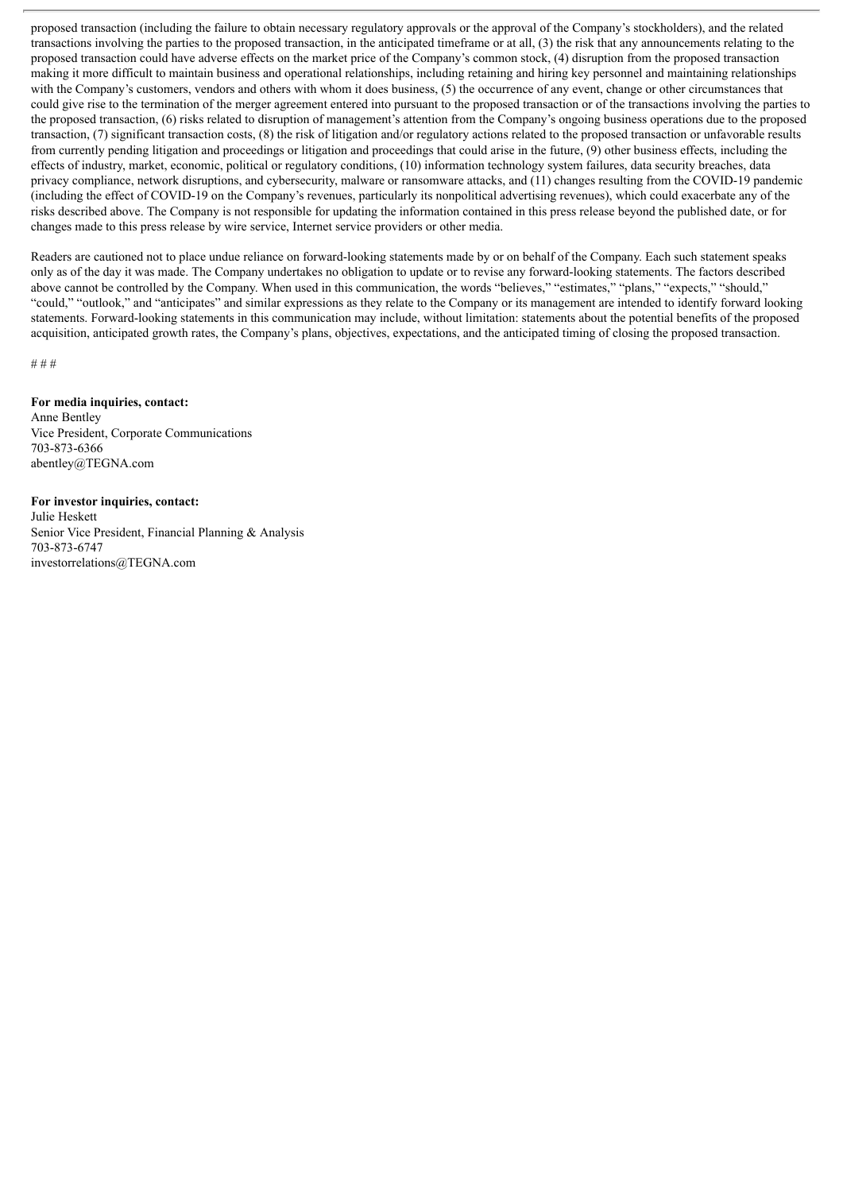proposed transaction (including the failure to obtain necessary regulatory approvals or the approval of the Company's stockholders), and the related transactions involving the parties to the proposed transaction, in the anticipated timeframe or at all, (3) the risk that any announcements relating to the proposed transaction could have adverse effects on the market price of the Company's common stock, (4) disruption from the proposed transaction making it more difficult to maintain business and operational relationships, including retaining and hiring key personnel and maintaining relationships with the Company's customers, vendors and others with whom it does business, (5) the occurrence of any event, change or other circumstances that could give rise to the termination of the merger agreement entered into pursuant to the proposed transaction or of the transactions involving the parties to the proposed transaction, (6) risks related to disruption of management's attention from the Company's ongoing business operations due to the proposed transaction, (7) significant transaction costs, (8) the risk of litigation and/or regulatory actions related to the proposed transaction or unfavorable results from currently pending litigation and proceedings or litigation and proceedings that could arise in the future, (9) other business effects, including the effects of industry, market, economic, political or regulatory conditions, (10) information technology system failures, data security breaches, data privacy compliance, network disruptions, and cybersecurity, malware or ransomware attacks, and (11) changes resulting from the COVID-19 pandemic (including the effect of COVID-19 on the Company's revenues, particularly its nonpolitical advertising revenues), which could exacerbate any of the risks described above. The Company is not responsible for updating the information contained in this press release beyond the published date, or for changes made to this press release by wire service, Internet service providers or other media.

Readers are cautioned not to place undue reliance on forward-looking statements made by or on behalf of the Company. Each such statement speaks only as of the day it was made. The Company undertakes no obligation to update or to revise any forward-looking statements. The factors described above cannot be controlled by the Company. When used in this communication, the words "believes," "estimates," "plans," "expects," "should," "could," "outlook," and "anticipates" and similar expressions as they relate to the Company or its management are intended to identify forward looking statements. Forward-looking statements in this communication may include, without limitation: statements about the potential benefits of the proposed acquisition, anticipated growth rates, the Company's plans, objectives, expectations, and the anticipated timing of closing the proposed transaction.

# # #

**For media inquiries, contact:**
Anne Bentley
Vice President, Corporate Communications
703-873-6366
abentley@TEGNA.com

**For investor inquiries, contact:**
Julie Heskett
Senior Vice President, Financial Planning & Analysis
703-873-6747
investorrelations@TEGNA.com